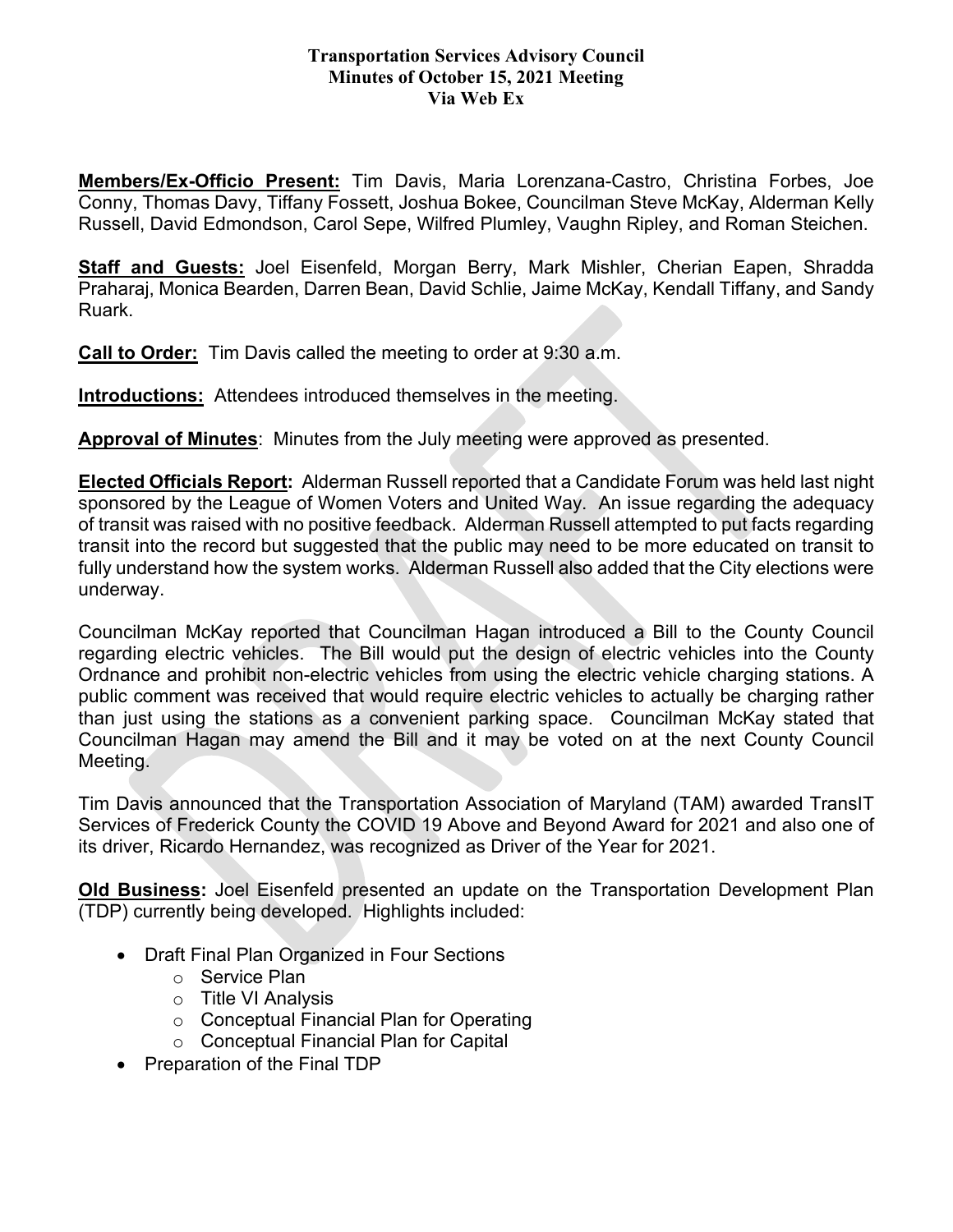# Transportation Services Advisory Council
## Minutes of October 15, 2021 Meeting
### Via Web Ex

**Members/Ex-Officio Present:** Tim Davis, Maria Lorenzana-Castro, Christina Forbes, Joe Conny, Thomas Davy, Tiffany Fossett, Joshua Bokee, Councilman Steve McKay, Alderman Kelly Russell, David Edmondson, Carol Sepe, Wilfred Plumley, Vaughn Ripley, and Roman Steichen.

**Staff and Guests:** Joel Eisenfeld, Morgan Berry, Mark Mishler, Cherian Eapen, Shradda Praharaj, Monica Bearden, Darren Bean, David Schlie, Jaime McKay, Kendall Tiffany, and Sandy Ruark.

**Call to Order:** Tim Davis called the meeting to order at 9:30 a.m.

**Introductions:** Attendees introduced themselves in the meeting.

**Approval of Minutes**: Minutes from the July meeting were approved as presented.

**Elected Officials Report:** Alderman Russell reported that a Candidate Forum was held last night sponsored by the League of Women Voters and United Way. An issue regarding the adequacy of transit was raised with no positive feedback. Alderman Russell attempted to put facts regarding transit into the record but suggested that the public may need to be more educated on transit to fully understand how the system works. Alderman Russell also added that the City elections were underway.

Councilman McKay reported that Councilman Hagan introduced a Bill to the County Council regarding electric vehicles. The Bill would put the design of electric vehicles into the County Ordnance and prohibit non-electric vehicles from using the electric vehicle charging stations. A public comment was received that would require electric vehicles to actually be charging rather than just using the stations as a convenient parking space. Councilman McKay stated that Councilman Hagan may amend the Bill and it may be voted on at the next County Council Meeting.

Tim Davis announced that the Transportation Association of Maryland (TAM) awarded TransIT Services of Frederick County the COVID 19 Above and Beyond Award for 2021 and also one of its driver, Ricardo Hernandez, was recognized as Driver of the Year for 2021.

**Old Business:** Joel Eisenfeld presented an update on the Transportation Development Plan (TDP) currently being developed. Highlights included:

- Draft Final Plan Organized in Four Sections
  - Service Plan
  - Title VI Analysis
  - Conceptual Financial Plan for Operating
  - Conceptual Financial Plan for Capital
- Preparation of the Final TDP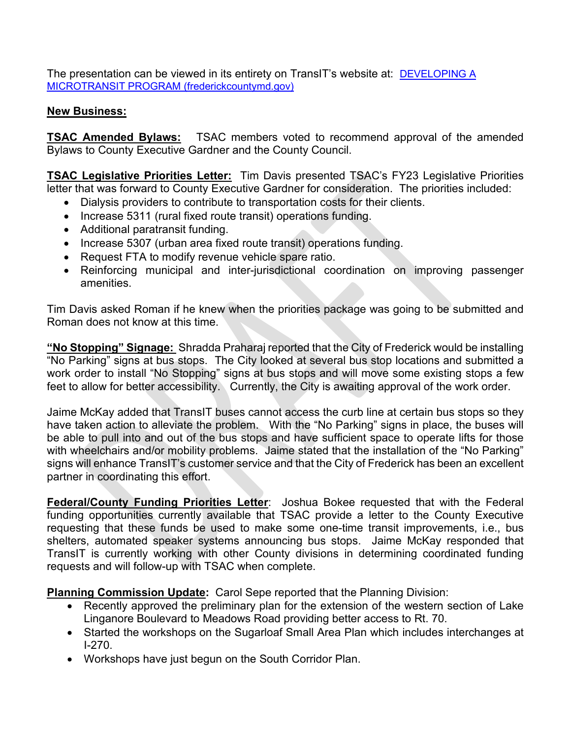The presentation can be viewed in its entirety on TransIT's website at: [DEVELOPING A MICROTRANSIT PROGRAM (frederickcountymd.gov)]()

**New Business:**

**TSAC Amended Bylaws:** TSAC members voted to recommend approval of the amended Bylaws to County Executive Gardner and the County Council.

**TSAC Legislative Priorities Letter:** Tim Davis presented TSAC's FY23 Legislative Priorities letter that was forward to County Executive Gardner for consideration. The priorities included:

- Dialysis providers to contribute to transportation costs for their clients.
- Increase 5311 (rural fixed route transit) operations funding.
- Additional paratransit funding.
- Increase 5307 (urban area fixed route transit) operations funding.
- Request FTA to modify revenue vehicle spare ratio.
- Reinforcing municipal and inter-jurisdictional coordination on improving passenger amenities.

Tim Davis asked Roman if he knew when the priorities package was going to be submitted and Roman does not know at this time.

**"No Stopping" Signage:** Shradda Praharaj reported that the City of Frederick would be installing "No Parking" signs at bus stops. The City looked at several bus stop locations and submitted a work order to install "No Stopping" signs at bus stops and will move some existing stops a few feet to allow for better accessibility. Currently, the City is awaiting approval of the work order.

Jaime McKay added that TransIT buses cannot access the curb line at certain bus stops so they have taken action to alleviate the problem. With the "No Parking" signs in place, the buses will be able to pull into and out of the bus stops and have sufficient space to operate lifts for those with wheelchairs and/or mobility problems. Jaime stated that the installation of the "No Parking" signs will enhance TransIT's customer service and that the City of Frederick has been an excellent partner in coordinating this effort.

**Federal/County Funding Priorities Letter**: Joshua Bokee requested that with the Federal funding opportunities currently available that TSAC provide a letter to the County Executive requesting that these funds be used to make some one-time transit improvements, i.e., bus shelters, automated speaker systems announcing bus stops. Jaime McKay responded that TransIT is currently working with other County divisions in determining coordinated funding requests and will follow-up with TSAC when complete.

**Planning Commission Update:** Carol Sepe reported that the Planning Division:

- Recently approved the preliminary plan for the extension of the western section of Lake Linganore Boulevard to Meadows Road providing better access to Rt. 70.
- Started the workshops on the Sugarloaf Small Area Plan which includes interchanges at I-270.
- Workshops have just begun on the South Corridor Plan.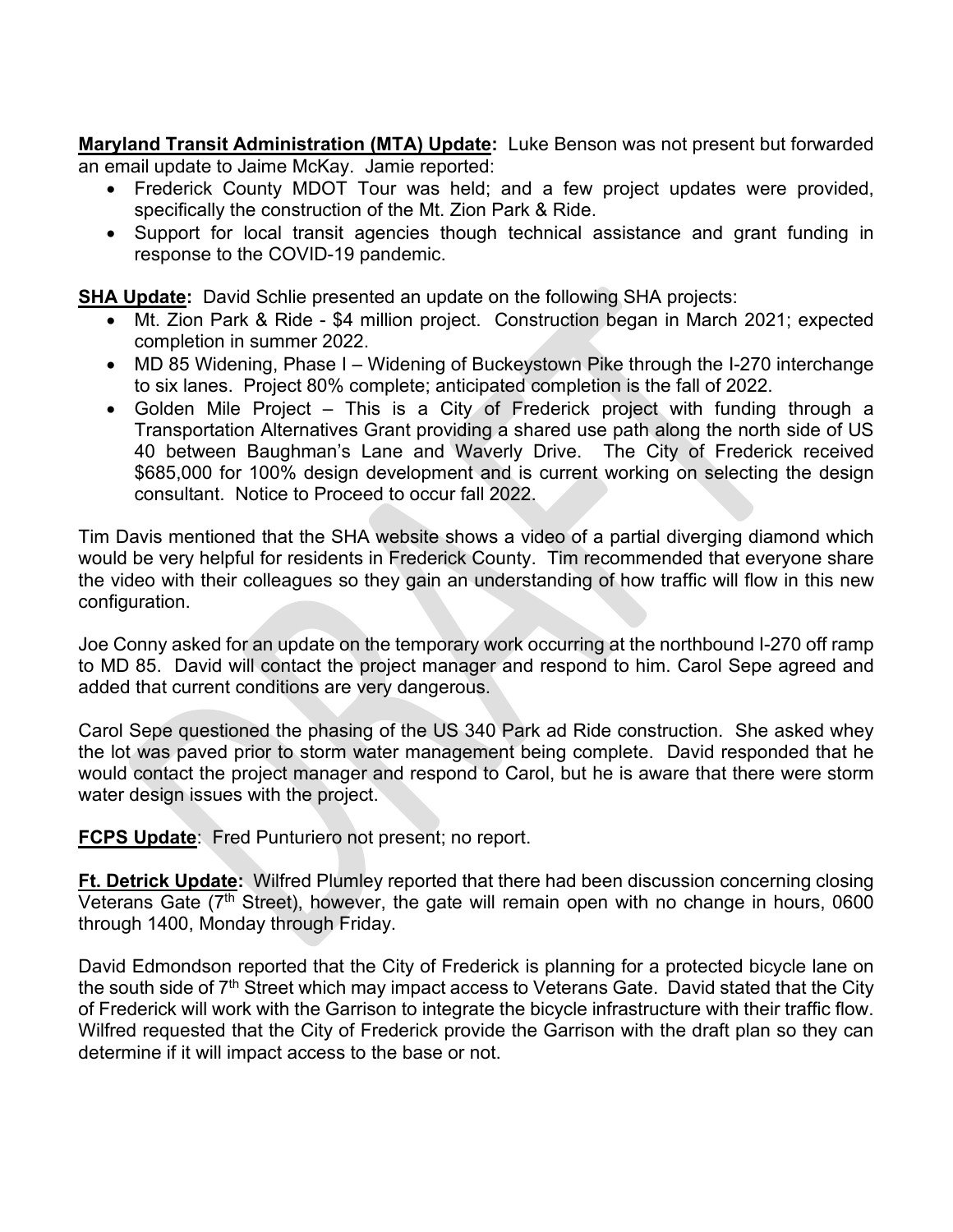**Maryland Transit Administration (MTA) Update:** Luke Benson was not present but forwarded an email update to Jaime McKay. Jamie reported:

- Frederick County MDOT Tour was held; and a few project updates were provided, specifically the construction of the Mt. Zion Park & Ride.
- Support for local transit agencies though technical assistance and grant funding in response to the COVID-19 pandemic.

**SHA Update:** David Schlie presented an update on the following SHA projects:

- Mt. Zion Park & Ride - $4 million project. Construction began in March 2021; expected completion in summer 2022.
- MD 85 Widening, Phase I – Widening of Buckeystown Pike through the I-270 interchange to six lanes. Project 80% complete; anticipated completion is the fall of 2022.
- Golden Mile Project – This is a City of Frederick project with funding through a Transportation Alternatives Grant providing a shared use path along the north side of US 40 between Baughman's Lane and Waverly Drive. The City of Frederick received $685,000 for 100% design development and is current working on selecting the design consultant. Notice to Proceed to occur fall 2022.

Tim Davis mentioned that the SHA website shows a video of a partial diverging diamond which would be very helpful for residents in Frederick County. Tim recommended that everyone share the video with their colleagues so they gain an understanding of how traffic will flow in this new configuration.

Joe Conny asked for an update on the temporary work occurring at the northbound I-270 off ramp to MD 85. David will contact the project manager and respond to him. Carol Sepe agreed and added that current conditions are very dangerous.

Carol Sepe questioned the phasing of the US 340 Park ad Ride construction. She asked whey the lot was paved prior to storm water management being complete. David responded that he would contact the project manager and respond to Carol, but he is aware that there were storm water design issues with the project.

**FCPS Update**: Fred Punturiero not present; no report.

**Ft. Detrick Update:** Wilfred Plumley reported that there had been discussion concerning closing Veterans Gate (7th Street), however, the gate will remain open with no change in hours, 0600 through 1400, Monday through Friday.

David Edmondson reported that the City of Frederick is planning for a protected bicycle lane on the south side of 7th Street which may impact access to Veterans Gate. David stated that the City of Frederick will work with the Garrison to integrate the bicycle infrastructure with their traffic flow. Wilfred requested that the City of Frederick provide the Garrison with the draft plan so they can determine if it will impact access to the base or not.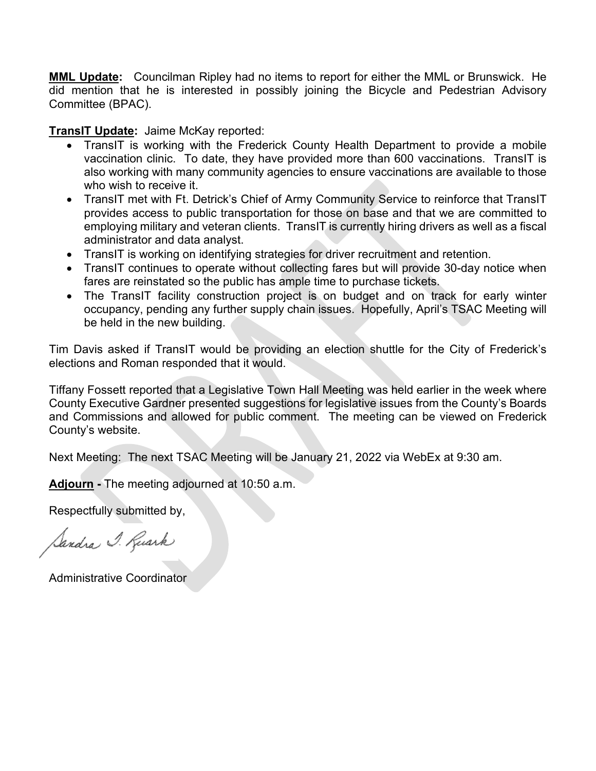**MML Update:** Councilman Ripley had no items to report for either the MML or Brunswick. He did mention that he is interested in possibly joining the Bicycle and Pedestrian Advisory Committee (BPAC).

**TransIT Update:** Jaime McKay reported:

- TransIT is working with the Frederick County Health Department to provide a mobile vaccination clinic. To date, they have provided more than 600 vaccinations. TransIT is also working with many community agencies to ensure vaccinations are available to those who wish to receive it.
- TransIT met with Ft. Detrick's Chief of Army Community Service to reinforce that TransIT provides access to public transportation for those on base and that we are committed to employing military and veteran clients. TransIT is currently hiring drivers as well as a fiscal administrator and data analyst.
- TransIT is working on identifying strategies for driver recruitment and retention.
- TransIT continues to operate without collecting fares but will provide 30-day notice when fares are reinstated so the public has ample time to purchase tickets.
- The TransIT facility construction project is on budget and on track for early winter occupancy, pending any further supply chain issues. Hopefully, April's TSAC Meeting will be held in the new building.

Tim Davis asked if TransIT would be providing an election shuttle for the City of Frederick's elections and Roman responded that it would.

Tiffany Fossett reported that a Legislative Town Hall Meeting was held earlier in the week where County Executive Gardner presented suggestions for legislative issues from the County's Boards and Commissions and allowed for public comment. The meeting can be viewed on Frederick County's website.

Next Meeting: The next TSAC Meeting will be January 21, 2022 via WebEx at 9:30 am.

**Adjourn -** The meeting adjourned at 10:50 a.m.

Respectfully submitted by,

Sandra I. Ruark

Administrative Coordinator